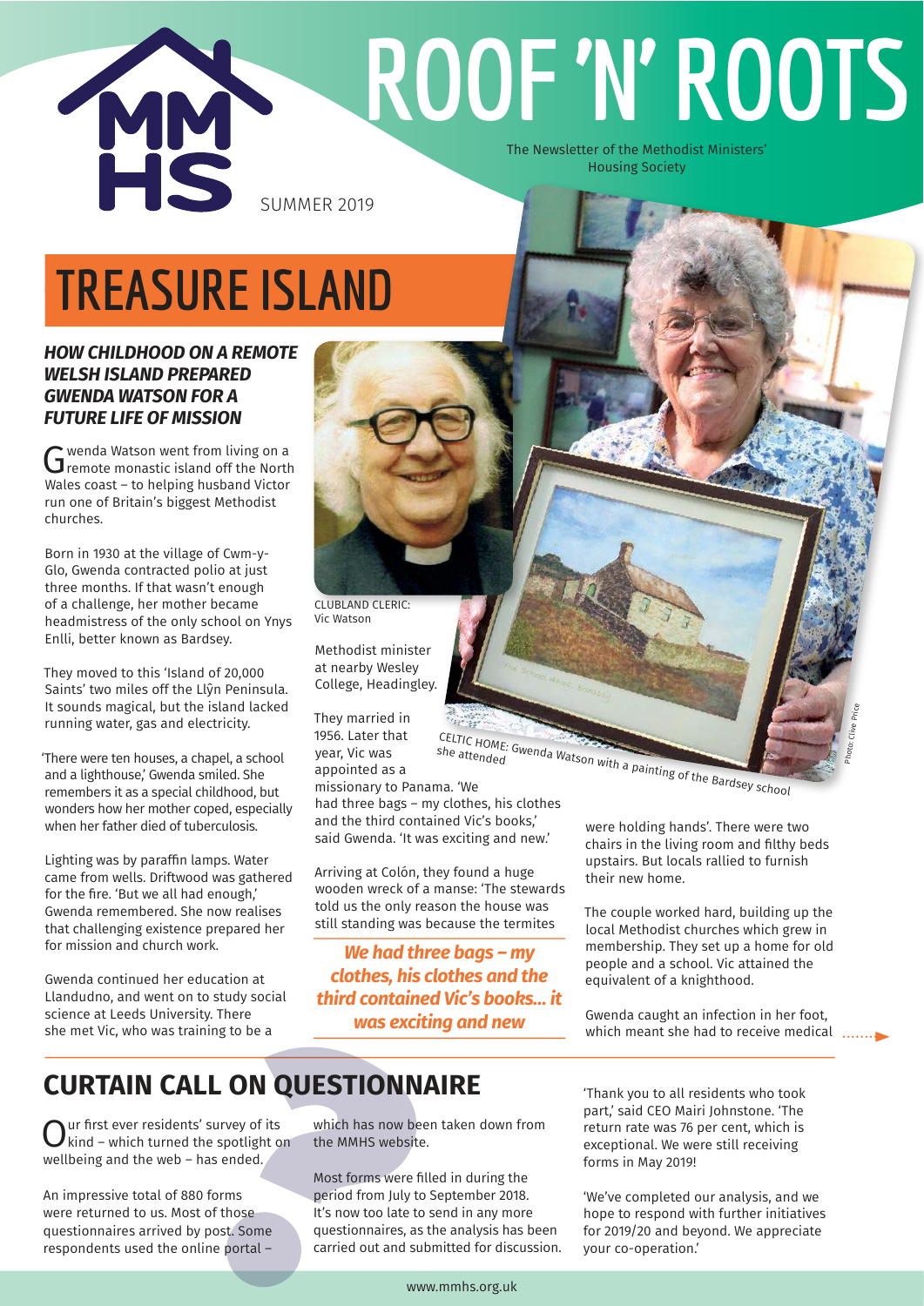# ROOF 'N' ROOTS

The Newsletter of the Methodist Ministers' Housing Society

SUMMER 2019

## TREASURE ISLAND

***HOW CHILDHOOD ON A REMOTE WELSH ISLAND PREPARED GWENDA WATSON FOR A FUTURE LIFE OF MISSION***

Gwenda Watson went from living on a remote monastic island off the North Wales coast – to helping husband Victor run one of Britain's biggest Methodist churches.

Born in 1930 at the village of Cwm-y-Glo, Gwenda contracted polio at just three months. If that wasn't enough of a challenge, her mother became headmistress of the only school on Ynys Enlli, better known as Bardsey.

They moved to this 'Island of 20,000 Saints' two miles off the Llŷn Peninsula. It sounds magical, but the island lacked running water, gas and electricity.

'There were ten houses, a chapel, a school and a lighthouse,' Gwenda smiled. She remembers it as a special childhood, but wonders how her mother coped, especially when her father died of tuberculosis.

Lighting was by paraffin lamps. Water came from wells. Driftwood was gathered for the fire. 'But we all had enough,' Gwenda remembered. She now realises that challenging existence prepared her for mission and church work.

Gwenda continued her education at Llandudno, and went on to study social science at Leeds University. There she met Vic, who was training to be a Methodist minister at nearby Wesley College, Headingley.

CLUBLAND CLERIC: Vic Watson

They married in 1956. Later that year, Vic was appointed as a missionary to Panama. 'We had three bags – my clothes, his clothes and the third contained Vic's books,' said Gwenda. 'It was exciting and new.'

CELTIC HOME: Gwenda Watson with a painting of the Bardsey school she attended

Photo: Clive Price

Arriving at Colón, they found a huge wooden wreck of a manse: 'The stewards told us the only reason the house was still standing was because the termites were holding hands'. There were two chairs in the living room and filthy beds upstairs. But locals rallied to furnish their new home.

> ***We had three bags – my clothes, his clothes and the third contained Vic's books… it was exciting and new***

The couple worked hard, building up the local Methodist churches which grew in membership. They set up a home for old people and a school. Vic attained the equivalent of a knighthood.

Gwenda caught an infection in her foot, which meant she had to receive medical ……▶

## CURTAIN CALL ON QUESTIONNAIRE

Our first ever residents' survey of its kind – which turned the spotlight on wellbeing and the web – has ended.

An impressive total of 880 forms were returned to us. Most of those questionnaires arrived by post. Some respondents used the online portal – which has now been taken down from the MMHS website.

Most forms were filled in during the period from July to September 2018. It's now too late to send in any more questionnaires, as the analysis has been carried out and submitted for discussion.

'Thank you to all residents who took part,' said CEO Mairi Johnstone. 'The return rate was 76 per cent, which is exceptional. We were still receiving forms in May 2019!

'We've completed our analysis, and we hope to respond with further initiatives for 2019/20 and beyond. We appreciate your co-operation.'

www.mmhs.org.uk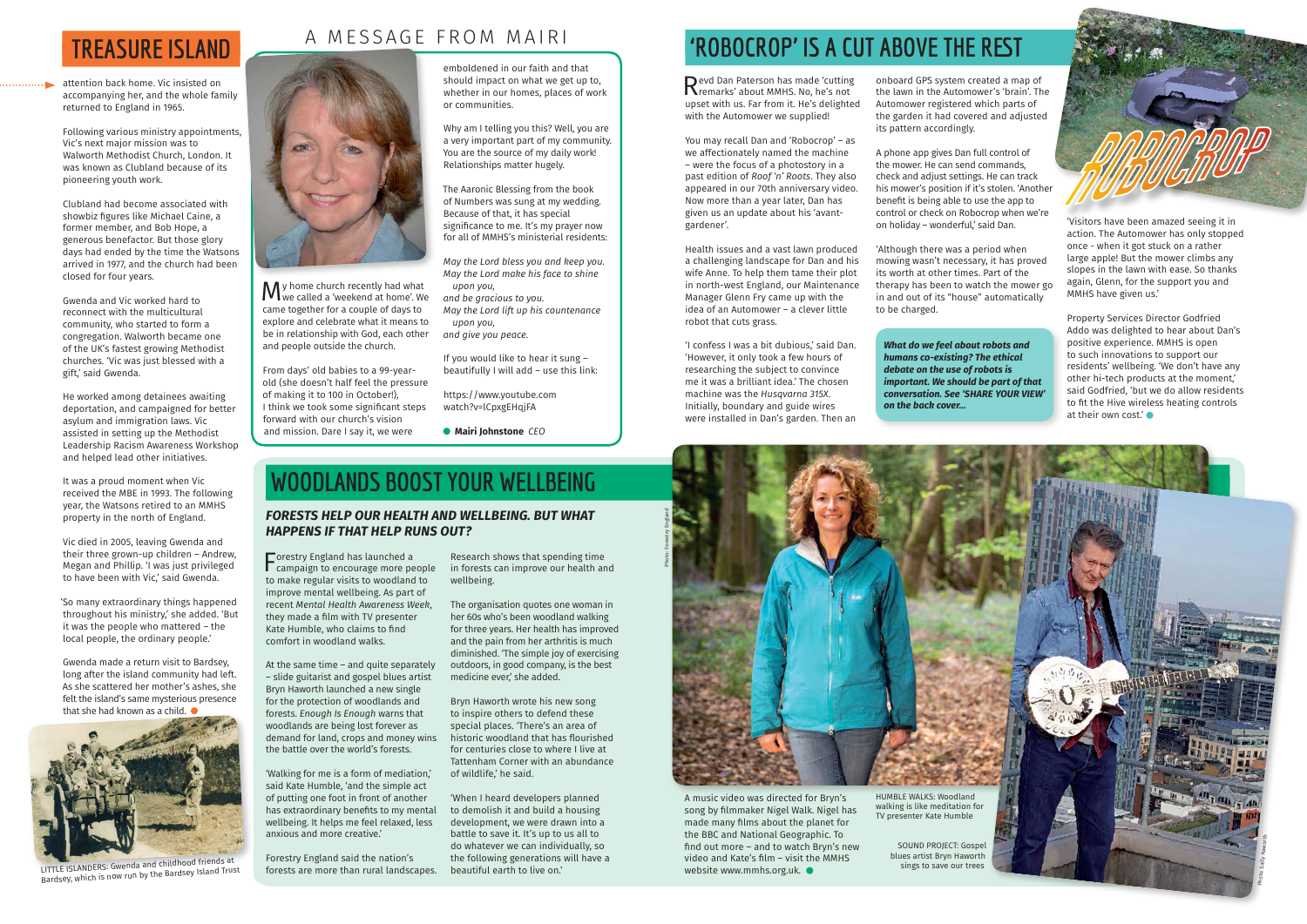## TREASURE ISLAND

attention back home. Vic insisted on accompanying her, and the whole family returned to England in 1965.

Following various ministry appointments, Vic's next major mission was to Walworth Methodist Church, London. It was known as Clubland because of its pioneering youth work.

Clubland had become associated with showbiz figures like Michael Caine, a former member, and Bob Hope, a generous benefactor. But those glory days had ended by the time the Watsons arrived in 1977, and the church had been closed for four years.

Gwenda and Vic worked hard to reconnect with the multicultural community, who started to form a congregation. Walworth became one of the UK's fastest growing Methodist churches. 'Vic was just blessed with a gift,' said Gwenda.

He worked among detainees awaiting deportation, and campaigned for better asylum and immigration laws. Vic assisted in setting up the Methodist Leadership Racism Awareness Workshop and helped lead other initiatives.

It was a proud moment when Vic received the MBE in 1993. The following year, the Watsons retired to an MMHS property in the north of England.

Vic died in 2005, leaving Gwenda and their three grown-up children – Andrew, Megan and Phillip. 'I was just privileged to have been with Vic,' said Gwenda.

'So many extraordinary things happened throughout his ministry,' she added. 'But it was the people who mattered – the local people, the ordinary people.'

Gwenda made a return visit to Bardsey, long after the island community had left. As she scattered her mother's ashes, she felt the island's same mysterious presence that she had known as a child.

LITTLE ISLANDERS: Gwenda and childhood friends at Bardsey, which is now run by the Bardsey Island Trust

## A MESSAGE FROM MAIRI

My home church recently had what we called a 'weekend at home'. We came together for a couple of days to explore and celebrate what it means to be in relationship with God, each other and people outside the church.

From days' old babies to a 99-year-old (she doesn't half feel the pressure of making it to 100 in October!), I think we took some significant steps forward with our church's vision and mission. Dare I say it, we were emboldened in our faith and that should impact on what we get up to, whether in our homes, places of work or communities.

Why am I telling you this? Well, you are a very important part of my community. You are the source of my daily work! Relationships matter hugely.

The Aaronic Blessing from the book of Numbers was sung at my wedding. Because of that, it has special significance to me. It's my prayer now for all of MMHS's ministerial residents:

*May the Lord bless you and keep you.*
*May the Lord make his face to shine upon you,*
*and be gracious to you.*
*May the Lord lift up his countenance upon you,*
*and give you peace.*

If you would like to hear it sung – beautifully I will add – use this link:

https://www.youtube.com watch?v=lCpxgEHqjFA

**Mairi Johnstone** *CEO*

## 'ROBOCROP' IS A CUT ABOVE THE REST

Revd Dan Paterson has made 'cutting remarks' about MMHS. No, he's not upset with us. Far from it. He's delighted with the Automower we supplied!

You may recall Dan and 'Robocrop' – as we affectionately named the machine – were the focus of a photostory in a past edition of *Roof 'n' Roots*. They also appeared in our 70th anniversary video. Now more than a year later, Dan has given us an update about his 'avant-gardener'.

Health issues and a vast lawn produced a challenging landscape for Dan and his wife Anne. To help them tame their plot in north-west England, our Maintenance Manager Glenn Fry came up with the idea of an Automower – a clever little robot that cuts grass.

'I confess I was a bit dubious,' said Dan. 'However, it only took a few hours of researching the subject to convince me it was a brilliant idea.' The chosen machine was the *Husqvarna 315X*. Initially, boundary and guide wires were installed in Dan's garden. Then an onboard GPS system created a map of the lawn in the Automower's 'brain'. The Automower registered which parts of the garden it had covered and adjusted its pattern accordingly.

A phone app gives Dan full control of the mower. He can send commands, check and adjust settings. He can track his mower's position if it's stolen. 'Another benefit is being able to use the app to control or check on Robocrop when we're on holiday – wonderful,' said Dan.

'Although there was a period when mowing wasn't necessary, it has proved its worth at other times. Part of the therapy has been to watch the mower go in and out of its "house" automatically to be charged.

***What do we feel about robots and humans co-existing? The ethical debate on the use of robots is important. We should be part of that conversation. See 'SHARE YOUR VIEW' on the back cover...***

'Visitors have been amazed seeing it in action. The Automower has only stopped once - when it got stuck on a rather large apple! But the mower climbs any slopes in the lawn with ease. So thanks again, Glenn, for the support you and MMHS have given us.'

Property Services Director Godfried Addo was delighted to hear about Dan's positive experience. MMHS is open to such innovations to support our residents' wellbeing. 'We don't have any other hi-tech products at the moment,' said Godfried, 'but we do allow residents to fit the Hive wireless heating controls at their own cost.'

## WOODLANDS BOOST YOUR WELLBEING

### *FORESTS HELP OUR HEALTH AND WELLBEING. BUT WHAT HAPPENS IF THAT HELP RUNS OUT?*

Forestry England has launched a campaign to encourage more people to make regular visits to woodland to improve mental wellbeing. As part of recent *Mental Health Awareness Week*, they made a film with TV presenter Kate Humble, who claims to find comfort in woodland walks.

At the same time – and quite separately – slide guitarist and gospel blues artist Bryn Haworth launched a new single for the protection of woodlands and forests. *Enough Is Enough* warns that woodlands are being lost forever as demand for land, crops and money wins the battle over the world's forests.

'Walking for me is a form of mediation,' said Kate Humble, 'and the simple act of putting one foot in front of another has extraordinary benefits to my mental wellbeing. It helps me feel relaxed, less anxious and more creative.'

Forestry England said the nation's forests are more than rural landscapes. Research shows that spending time in forests can improve our health and wellbeing.

The organisation quotes one woman in her 60s who's been woodland walking for three years. Her health has improved and the pain from her arthritis is much diminished. 'The simple joy of exercising outdoors, in good company, is the best medicine ever,' she added.

Bryn Haworth wrote his new song to inspire others to defend these special places. 'There's an area of historic woodland that has flourished for centuries close to where I live at Tattenham Corner with an abundance of wildlife,' he said.

'When I heard developers planned to demolish it and build a housing development, we were drawn into a battle to save it. It's up to us all to do whatever we can individually, so the following generations will have a beautiful earth to live on.'

A music video was directed for Bryn's song by filmmaker Nigel Walk. Nigel has made many films about the planet for the BBC and National Geographic. To find out more – and to watch Bryn's new video and Kate's film – visit the MMHS website www.mmhs.org.uk.

Photo: Forestry England

HUMBLE WALKS: Woodland walking is like meditation for TV presenter Kate Humble

SOUND PROJECT: Gospel blues artist Bryn Haworth sings to save our trees

Photo: Sally Haworth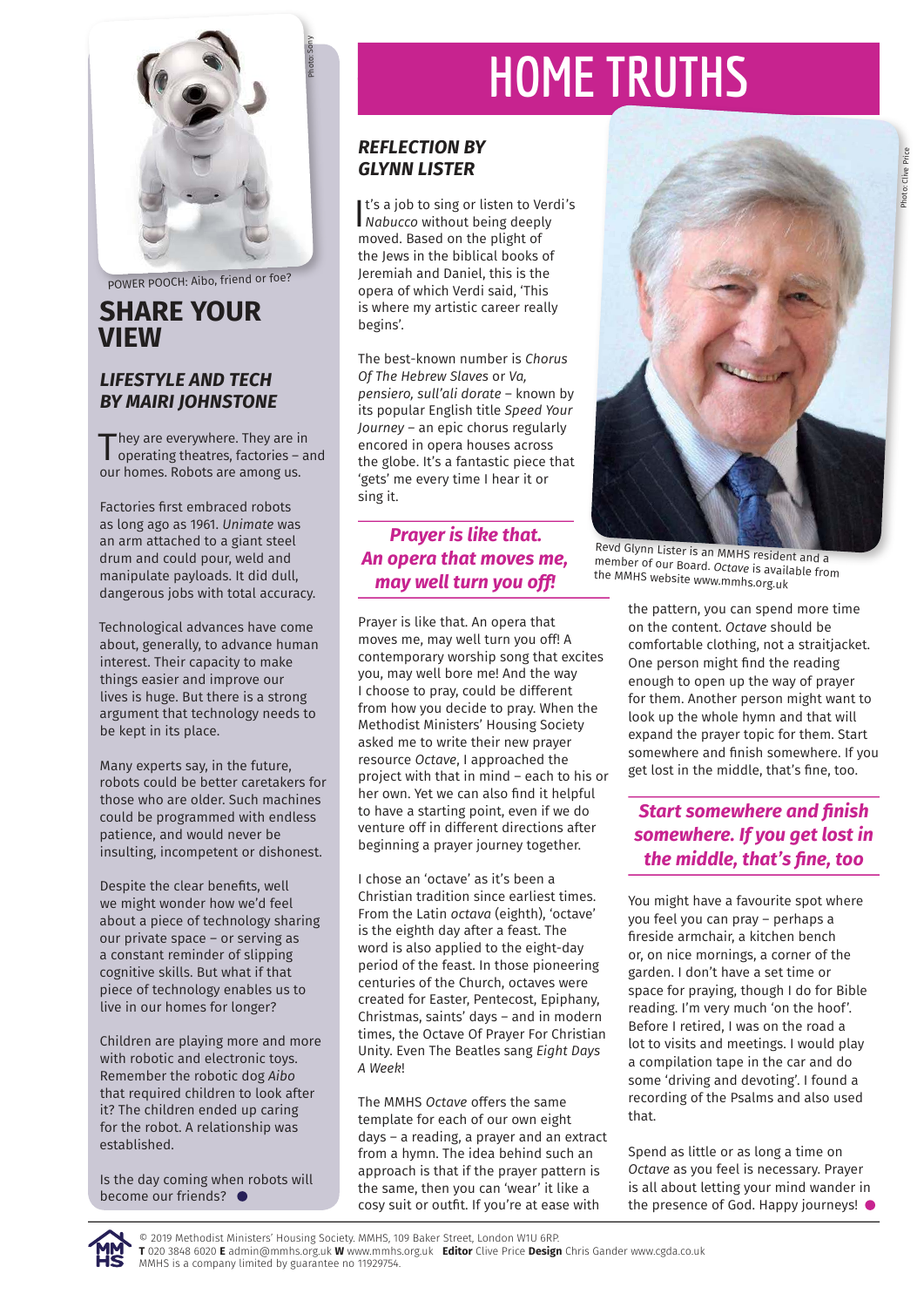POWER POOCH: Aibo, friend or foe?

Photo: Sony

## SHARE YOUR VIEW

### *LIFESTYLE AND TECH BY MAIRI JOHNSTONE*

They are everywhere. They are in operating theatres, factories – and our homes. Robots are among us.

Factories first embraced robots as long ago as 1961. *Unimate* was an arm attached to a giant steel drum and could pour, weld and manipulate payloads. It did dull, dangerous jobs with total accuracy.

Technological advances have come about, generally, to advance human interest. Their capacity to make things easier and improve our lives is huge. But there is a strong argument that technology needs to be kept in its place.

Many experts say, in the future, robots could be better caretakers for those who are older. Such machines could be programmed with endless patience, and would never be insulting, incompetent or dishonest.

Despite the clear benefits, well we might wonder how we'd feel about a piece of technology sharing our private space – or serving as a constant reminder of slipping cognitive skills. But what if that piece of technology enables us to live in our homes for longer?

Children are playing more and more with robotic and electronic toys. Remember the robotic dog *Aibo* that required children to look after it? The children ended up caring for the robot. A relationship was established.

Is the day coming when robots will become our friends? ●

# HOME TRUTHS

### *REFLECTION BY GLYNN LISTER*

It's a job to sing or listen to Verdi's *Nabucco* without being deeply moved. Based on the plight of the Jews in the biblical books of Jeremiah and Daniel, this is the opera of which Verdi said, 'This is where my artistic career really begins'.

The best-known number is *Chorus Of The Hebrew Slaves* or *Va, pensiero, sull'ali dorate* – known by its popular English title *Speed Your Journey* – an epic chorus regularly encored in opera houses across the globe. It's a fantastic piece that 'gets' me every time I hear it or sing it.

> ***Prayer is like that. An opera that moves me, may well turn you off!***

Prayer is like that. An opera that moves me, may well turn you off! A contemporary worship song that excites you, may well bore me! And the way I choose to pray, could be different from how you decide to pray. When the Methodist Ministers' Housing Society asked me to write their new prayer resource *Octave*, I approached the project with that in mind – each to his or her own. Yet we can also find it helpful to have a starting point, even if we do venture off in different directions after beginning a prayer journey together.

I chose an 'octave' as it's been a Christian tradition since earliest times. From the Latin *octava* (eighth), 'octave' is the eighth day after a feast. The word is also applied to the eight-day period of the feast. In those pioneering centuries of the Church, octaves were created for Easter, Pentecost, Epiphany, Christmas, saints' days – and in modern times, the Octave Of Prayer For Christian Unity. Even The Beatles sang *Eight Days A Week*!

The MMHS *Octave* offers the same template for each of our own eight days – a reading, a prayer and an extract from a hymn. The idea behind such an approach is that if the prayer pattern is the same, then you can 'wear' it like a cosy suit or outfit. If you're at ease with the pattern, you can spend more time on the content. *Octave* should be comfortable clothing, not a straitjacket. One person might find the reading enough to open up the way of prayer for them. Another person might want to look up the whole hymn and that will expand the prayer topic for them. Start somewhere and finish somewhere. If you get lost in the middle, that's fine, too.

Photo: Clive Price

Revd Glynn Lister is an MMHS resident and a member of our Board. *Octave* is available from the MMHS website www.mmhs.org.uk

> ***Start somewhere and finish somewhere. If you get lost in the middle, that's fine, too***

You might have a favourite spot where you feel you can pray – perhaps a fireside armchair, a kitchen bench or, on nice mornings, a corner of the garden. I don't have a set time or space for praying, though I do for Bible reading. I'm very much 'on the hoof'. Before I retired, I was on the road a lot to visits and meetings. I would play a compilation tape in the car and do some 'driving and devoting'. I found a recording of the Psalms and also used that.

Spend as little or as long a time on *Octave* as you feel is necessary. Prayer is all about letting your mind wander in the presence of God. Happy journeys! ●

© 2019 Methodist Ministers' Housing Society. MMHS, 109 Baker Street, London W1U 6RP.
**T** 020 3848 6020 **E** admin@mmhs.org.uk **W** www.mmhs.org.uk **Editor** Clive Price **Design** Chris Gander www.cgda.co.uk
MMHS is a company limited by guarantee no 11929754.